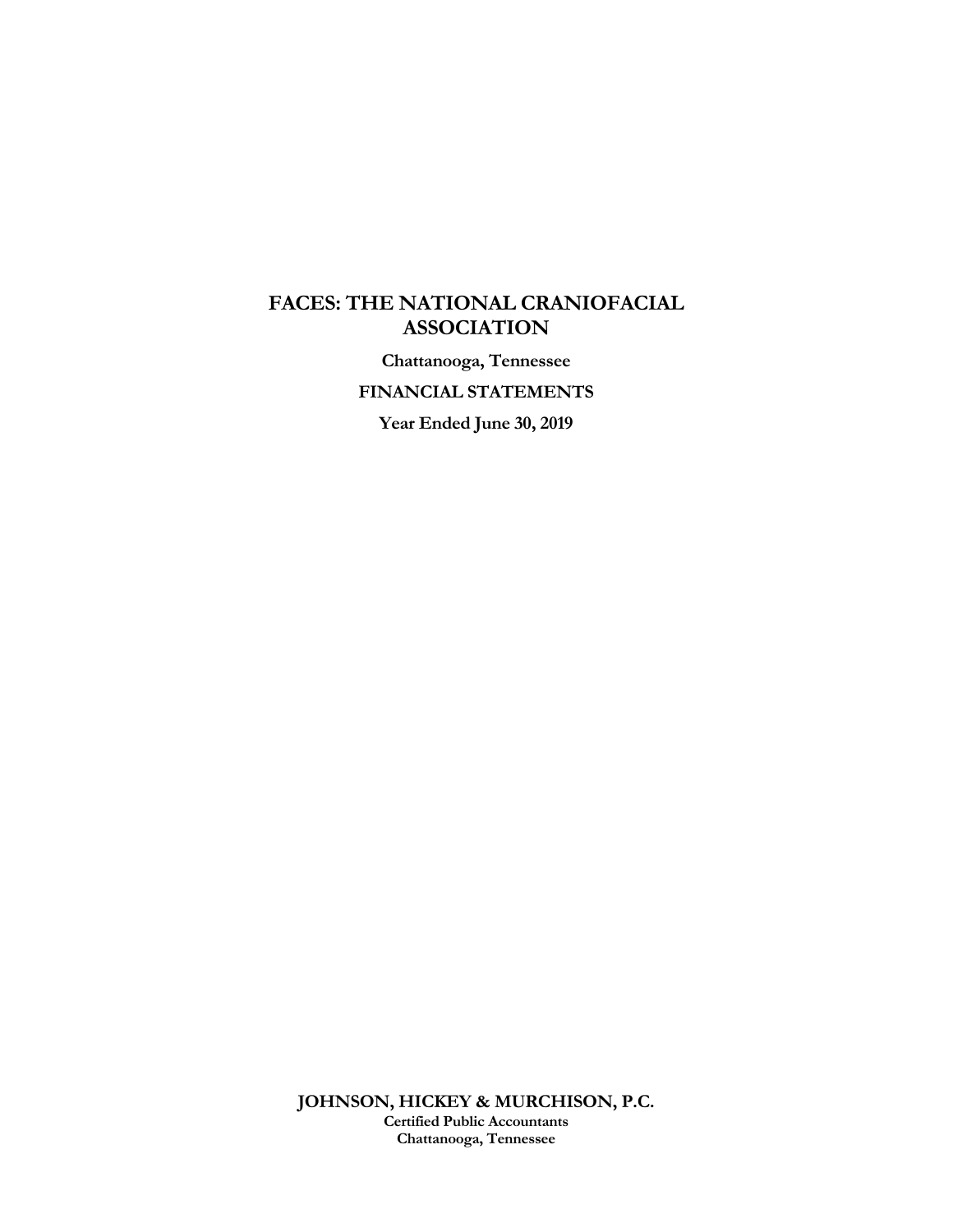# FACES: THE NATIONAL CRANIOFACIAL ASSOCIATION

**Chattanooga, Tennessee**

**FINANCIAL STATEMENTS**

**Year Ended June 30, 2019**

**JOHNSON, HICKEY & MURCHISON, P.C.**
**Certified Public Accountants**
**Chattanooga, Tennessee**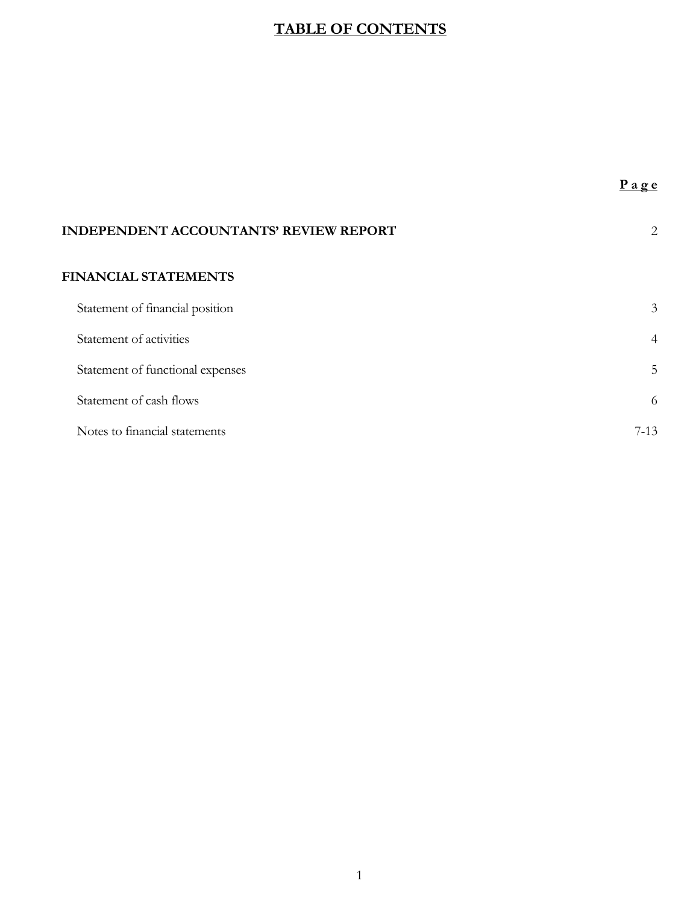# TABLE OF CONTENTS

| | Page |
|---|---|
| **INDEPENDENT ACCOUNTANTS' REVIEW REPORT** | 2 |
| **FINANCIAL STATEMENTS** | |
| Statement of financial position | 3 |
| Statement of activities | 4 |
| Statement of functional expenses | 5 |
| Statement of cash flows | 6 |
| Notes to financial statements | 7-13 |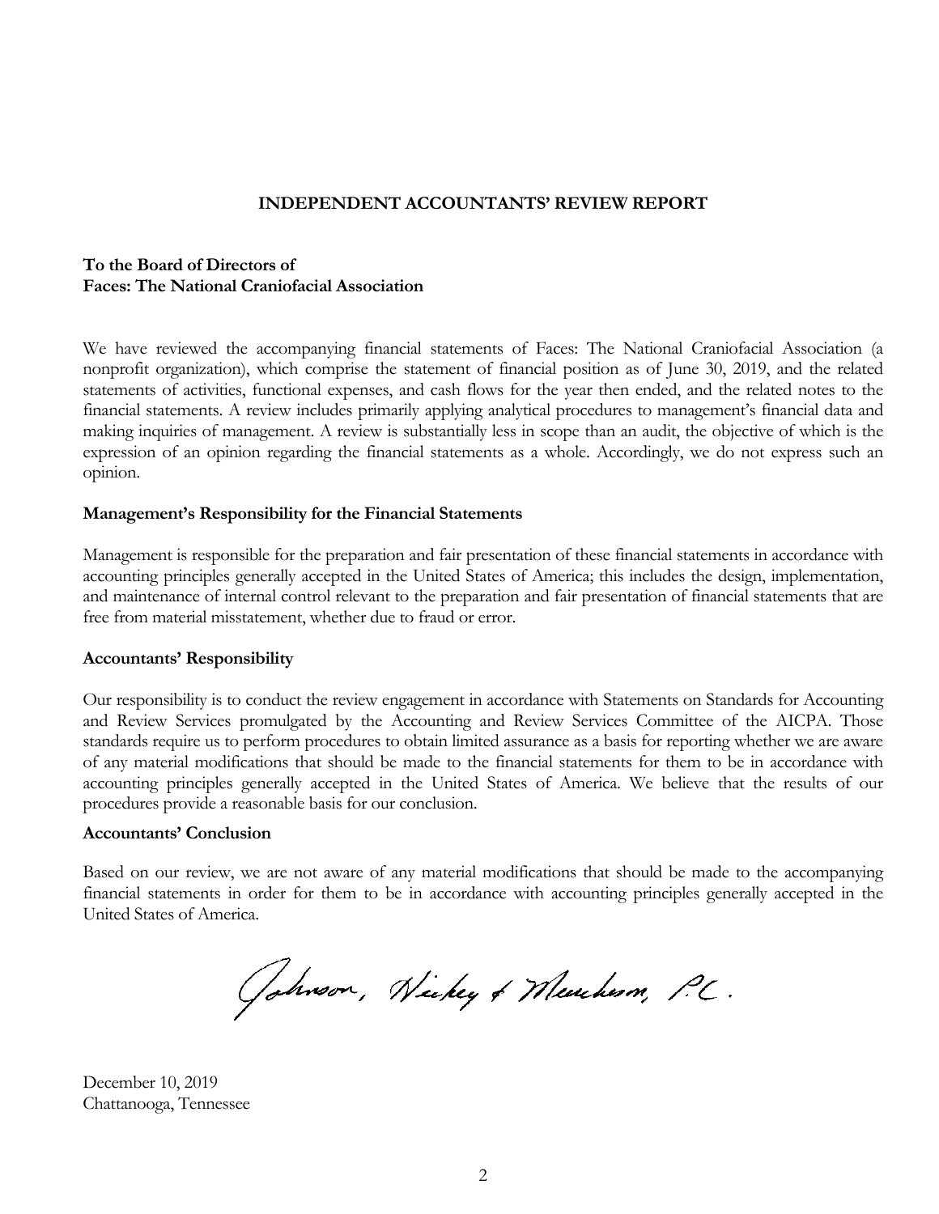# INDEPENDENT ACCOUNTANTS' REVIEW REPORT

**To the Board of Directors of**
**Faces: The National Craniofacial Association**

We have reviewed the accompanying financial statements of Faces: The National Craniofacial Association (a nonprofit organization), which comprise the statement of financial position as of June 30, 2019, and the related statements of activities, functional expenses, and cash flows for the year then ended, and the related notes to the financial statements. A review includes primarily applying analytical procedures to management's financial data and making inquiries of management. A review is substantially less in scope than an audit, the objective of which is the expression of an opinion regarding the financial statements as a whole. Accordingly, we do not express such an opinion.

**Management's Responsibility for the Financial Statements**

Management is responsible for the preparation and fair presentation of these financial statements in accordance with accounting principles generally accepted in the United States of America; this includes the design, implementation, and maintenance of internal control relevant to the preparation and fair presentation of financial statements that are free from material misstatement, whether due to fraud or error.

**Accountants' Responsibility**

Our responsibility is to conduct the review engagement in accordance with Statements on Standards for Accounting and Review Services promulgated by the Accounting and Review Services Committee of the AICPA. Those standards require us to perform procedures to obtain limited assurance as a basis for reporting whether we are aware of any material modifications that should be made to the financial statements for them to be in accordance with accounting principles generally accepted in the United States of America. We believe that the results of our procedures provide a reasonable basis for our conclusion.

**Accountants' Conclusion**

Based on our review, we are not aware of any material modifications that should be made to the accompanying financial statements in order for them to be in accordance with accounting principles generally accepted in the United States of America.

Johnson, Hickey & Murchison, P.C.

December 10, 2019
Chattanooga, Tennessee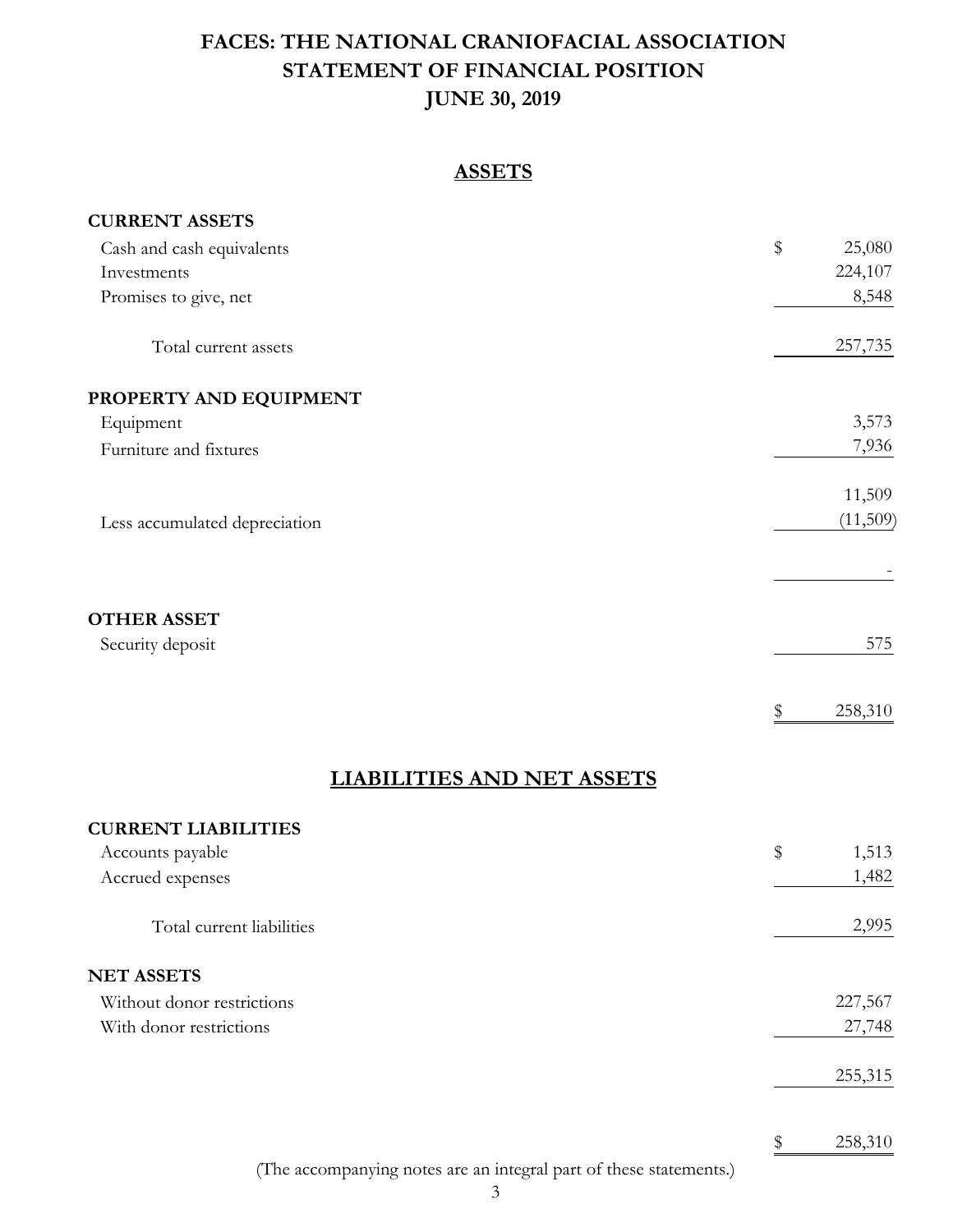# FACES: THE NATIONAL CRANIOFACIAL ASSOCIATION
# STATEMENT OF FINANCIAL POSITION
# JUNE 30, 2019

## ASSETS

| | |
|---|---|
| **CURRENT ASSETS** | |
| Cash and cash equivalents | $ 25,080 |
| Investments | 224,107 |
| Promises to give, net | 8,548 |
| Total current assets | 257,735 |
| **PROPERTY AND EQUIPMENT** | |
| Equipment | 3,573 |
| Furniture and fixtures | 7,936 |
| | 11,509 |
| Less accumulated depreciation | (11,509) |
| | - |
| **OTHER ASSET** | |
| Security deposit | 575 |
| | $ 258,310 |

## LIABILITIES AND NET ASSETS

| | |
|---|---|
| **CURRENT LIABILITIES** | |
| Accounts payable | $ 1,513 |
| Accrued expenses | 1,482 |
| Total current liabilities | 2,995 |
| **NET ASSETS** | |
| Without donor restrictions | 227,567 |
| With donor restrictions | 27,748 |
| | 255,315 |
| | $ 258,310 |

(The accompanying notes are an integral part of these statements.)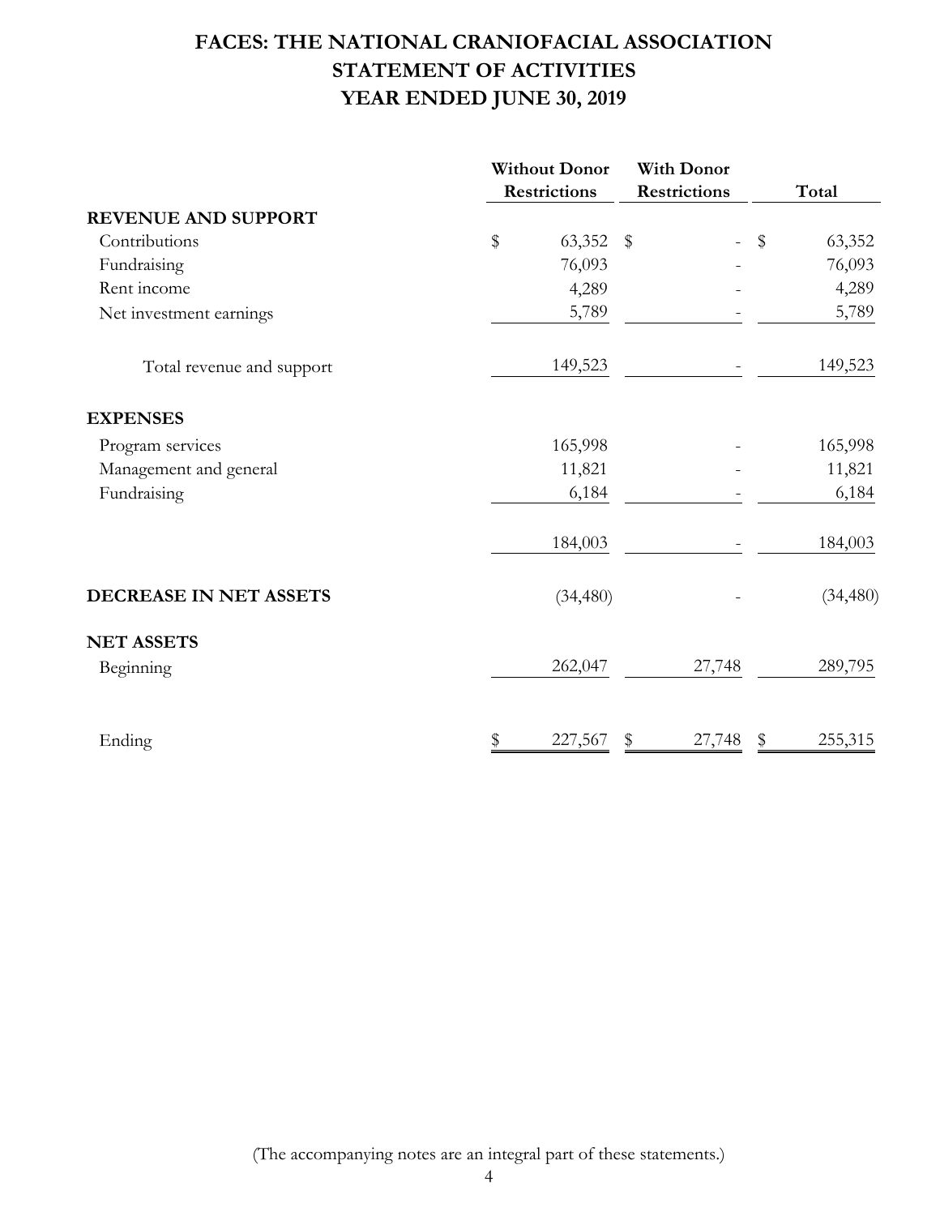# FACES: THE NATIONAL CRANIOFACIAL ASSOCIATION
# STATEMENT OF ACTIVITIES
# YEAR ENDED JUNE 30, 2019

| | Without Donor Restrictions | With Donor Restrictions | Total |
|---|---|---|---|
| **REVENUE AND SUPPORT** | | | |
| Contributions | $ 63,352 | $ - | $ 63,352 |
| Fundraising | 76,093 | - | 76,093 |
| Rent income | 4,289 | - | 4,289 |
| Net investment earnings | 5,789 | - | 5,789 |
| Total revenue and support | 149,523 | - | 149,523 |
| **EXPENSES** | | | |
| Program services | 165,998 | - | 165,998 |
| Management and general | 11,821 | - | 11,821 |
| Fundraising | 6,184 | - | 6,184 |
| | 184,003 | - | 184,003 |
| **DECREASE IN NET ASSETS** | (34,480) | - | (34,480) |
| **NET ASSETS** | | | |
| Beginning | 262,047 | 27,748 | 289,795 |
| Ending | $ 227,567 | $ 27,748 | $ 255,315 |

(The accompanying notes are an integral part of these statements.)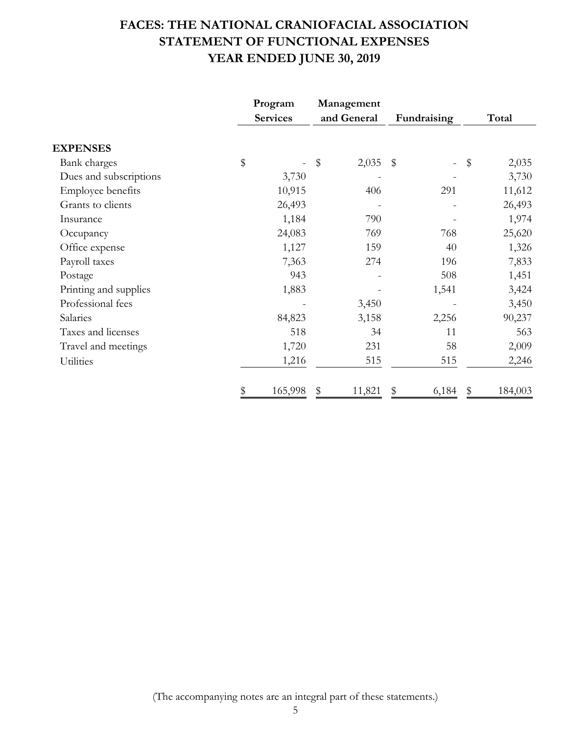# FACES: THE NATIONAL CRANIOFACIAL ASSOCIATION
## STATEMENT OF FUNCTIONAL EXPENSES
## YEAR ENDED JUNE 30, 2019

| | Program Services | Management and General | Fundraising | Total |
|---|---|---|---|---|
| **EXPENSES** | | | | |
| Bank charges | $ - | $ 2,035 | $ - | $ 2,035 |
| Dues and subscriptions | 3,730 | - | - | 3,730 |
| Employee benefits | 10,915 | 406 | 291 | 11,612 |
| Grants to clients | 26,493 | - | - | 26,493 |
| Insurance | 1,184 | 790 | - | 1,974 |
| Occupancy | 24,083 | 769 | 768 | 25,620 |
| Office expense | 1,127 | 159 | 40 | 1,326 |
| Payroll taxes | 7,363 | 274 | 196 | 7,833 |
| Postage | 943 | - | 508 | 1,451 |
| Printing and supplies | 1,883 | - | 1,541 | 3,424 |
| Professional fees | - | 3,450 | - | 3,450 |
| Salaries | 84,823 | 3,158 | 2,256 | 90,237 |
| Taxes and licenses | 518 | 34 | 11 | 563 |
| Travel and meetings | 1,720 | 231 | 58 | 2,009 |
| Utilities | 1,216 | 515 | 515 | 2,246 |
| | $ 165,998 | $ 11,821 | $ 6,184 | $ 184,003 |

(The accompanying notes are an integral part of these statements.)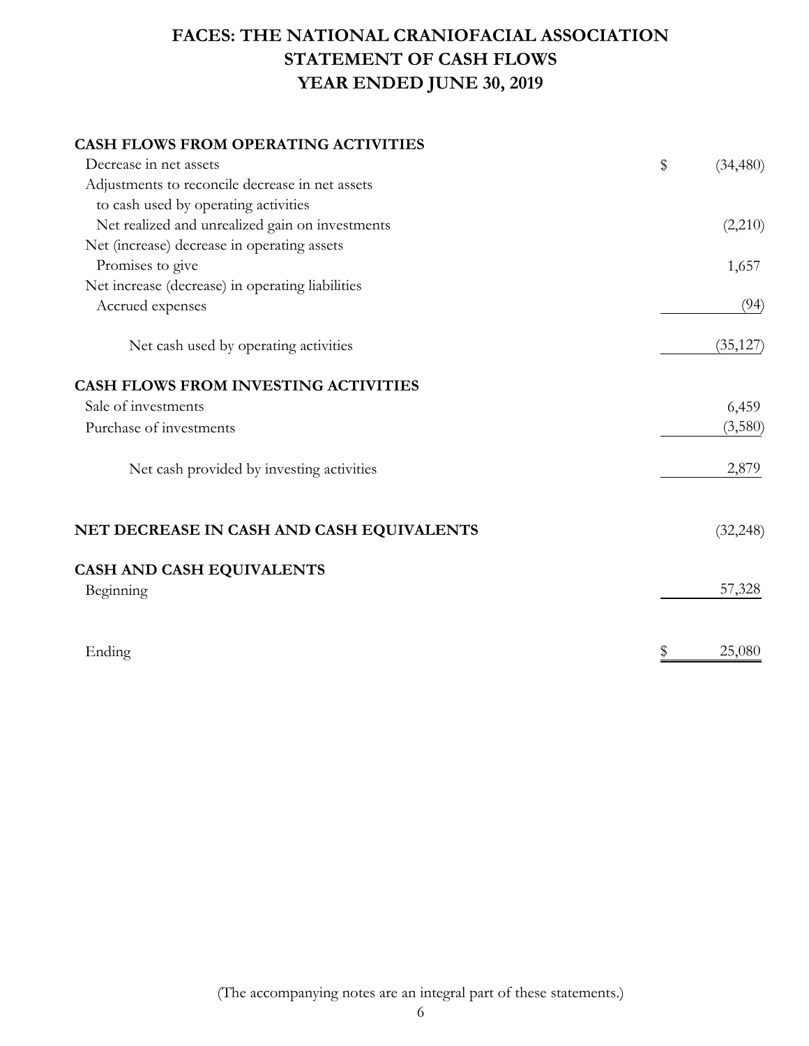# FACES: THE NATIONAL CRANIOFACIAL ASSOCIATION
# STATEMENT OF CASH FLOWS
# YEAR ENDED JUNE 30, 2019

| | |
|---|---|
| **CASH FLOWS FROM OPERATING ACTIVITIES** | |
| Decrease in net assets | $ (34,480) |
| Adjustments to reconcile decrease in net assets to cash used by operating activities | |
| Net realized and unrealized gain on investments | (2,210) |
| Net (increase) decrease in operating assets | |
| Promises to give | 1,657 |
| Net increase (decrease) in operating liabilities | |
| Accrued expenses | (94) |
| Net cash used by operating activities | (35,127) |
| **CASH FLOWS FROM INVESTING ACTIVITIES** | |
| Sale of investments | 6,459 |
| Purchase of investments | (3,580) |
| Net cash provided by investing activities | 2,879 |
| **NET DECREASE IN CASH AND CASH EQUIVALENTS** | (32,248) |
| **CASH AND CASH EQUIVALENTS** | |
| Beginning | 57,328 |
| Ending | $ 25,080 |

(The accompanying notes are an integral part of these statements.)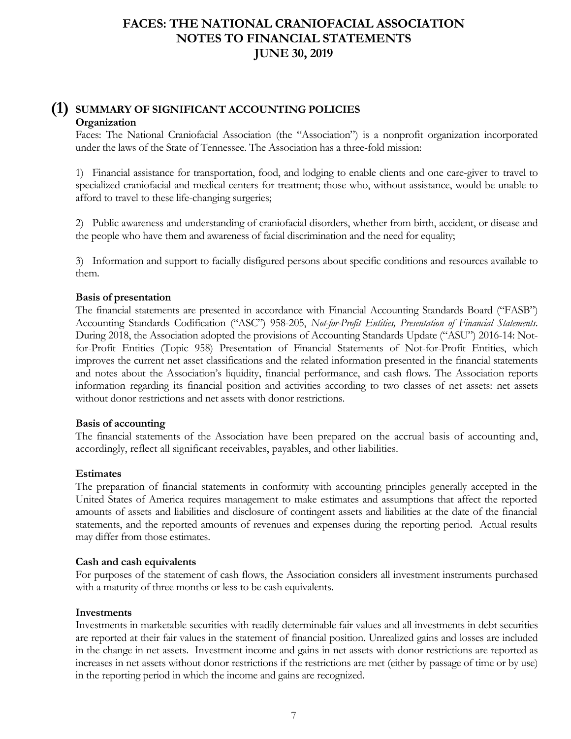# FACES: THE NATIONAL CRANIOFACIAL ASSOCIATION
# NOTES TO FINANCIAL STATEMENTS
# JUNE 30, 2019

## (1) SUMMARY OF SIGNIFICANT ACCOUNTING POLICIES

### Organization

Faces: The National Craniofacial Association (the "Association") is a nonprofit organization incorporated under the laws of the State of Tennessee. The Association has a three-fold mission:

1) Financial assistance for transportation, food, and lodging to enable clients and one care-giver to travel to specialized craniofacial and medical centers for treatment; those who, without assistance, would be unable to afford to travel to these life-changing surgeries;

2) Public awareness and understanding of craniofacial disorders, whether from birth, accident, or disease and the people who have them and awareness of facial discrimination and the need for equality;

3) Information and support to facially disfigured persons about specific conditions and resources available to them.

### Basis of presentation

The financial statements are presented in accordance with Financial Accounting Standards Board ("FASB") Accounting Standards Codification ("ASC") 958-205, *Not-for-Profit Entities, Presentation of Financial Statements*. During 2018, the Association adopted the provisions of Accounting Standards Update ("ASU") 2016-14: Not-for-Profit Entities (Topic 958) Presentation of Financial Statements of Not-for-Profit Entities, which improves the current net asset classifications and the related information presented in the financial statements and notes about the Association's liquidity, financial performance, and cash flows. The Association reports information regarding its financial position and activities according to two classes of net assets: net assets without donor restrictions and net assets with donor restrictions.

### Basis of accounting

The financial statements of the Association have been prepared on the accrual basis of accounting and, accordingly, reflect all significant receivables, payables, and other liabilities.

### Estimates

The preparation of financial statements in conformity with accounting principles generally accepted in the United States of America requires management to make estimates and assumptions that affect the reported amounts of assets and liabilities and disclosure of contingent assets and liabilities at the date of the financial statements, and the reported amounts of revenues and expenses during the reporting period. Actual results may differ from those estimates.

### Cash and cash equivalents

For purposes of the statement of cash flows, the Association considers all investment instruments purchased with a maturity of three months or less to be cash equivalents.

### Investments

Investments in marketable securities with readily determinable fair values and all investments in debt securities are reported at their fair values in the statement of financial position. Unrealized gains and losses are included in the change in net assets. Investment income and gains in net assets with donor restrictions are reported as increases in net assets without donor restrictions if the restrictions are met (either by passage of time or by use) in the reporting period in which the income and gains are recognized.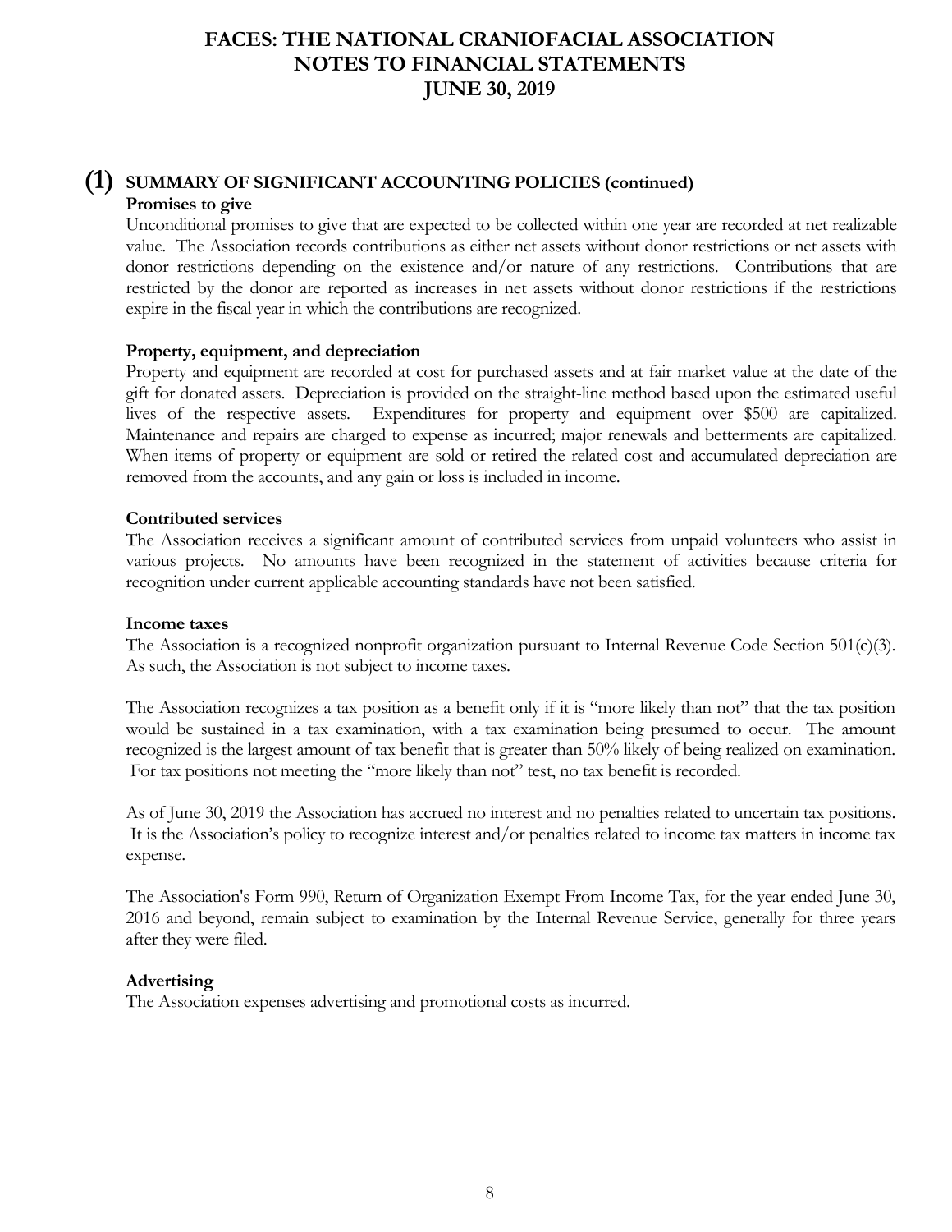# FACES: THE NATIONAL CRANIOFACIAL ASSOCIATION
# NOTES TO FINANCIAL STATEMENTS
# JUNE 30, 2019

## (1) SUMMARY OF SIGNIFICANT ACCOUNTING POLICIES (continued)

**Promises to give**

Unconditional promises to give that are expected to be collected within one year are recorded at net realizable value. The Association records contributions as either net assets without donor restrictions or net assets with donor restrictions depending on the existence and/or nature of any restrictions. Contributions that are restricted by the donor are reported as increases in net assets without donor restrictions if the restrictions expire in the fiscal year in which the contributions are recognized.

**Property, equipment, and depreciation**

Property and equipment are recorded at cost for purchased assets and at fair market value at the date of the gift for donated assets. Depreciation is provided on the straight-line method based upon the estimated useful lives of the respective assets. Expenditures for property and equipment over $500 are capitalized. Maintenance and repairs are charged to expense as incurred; major renewals and betterments are capitalized. When items of property or equipment are sold or retired the related cost and accumulated depreciation are removed from the accounts, and any gain or loss is included in income.

**Contributed services**

The Association receives a significant amount of contributed services from unpaid volunteers who assist in various projects. No amounts have been recognized in the statement of activities because criteria for recognition under current applicable accounting standards have not been satisfied.

**Income taxes**

The Association is a recognized nonprofit organization pursuant to Internal Revenue Code Section 501(c)(3). As such, the Association is not subject to income taxes.

The Association recognizes a tax position as a benefit only if it is "more likely than not" that the tax position would be sustained in a tax examination, with a tax examination being presumed to occur. The amount recognized is the largest amount of tax benefit that is greater than 50% likely of being realized on examination. For tax positions not meeting the "more likely than not" test, no tax benefit is recorded.

As of June 30, 2019 the Association has accrued no interest and no penalties related to uncertain tax positions. It is the Association's policy to recognize interest and/or penalties related to income tax matters in income tax expense.

The Association's Form 990, Return of Organization Exempt From Income Tax, for the year ended June 30, 2016 and beyond, remain subject to examination by the Internal Revenue Service, generally for three years after they were filed.

**Advertising**

The Association expenses advertising and promotional costs as incurred.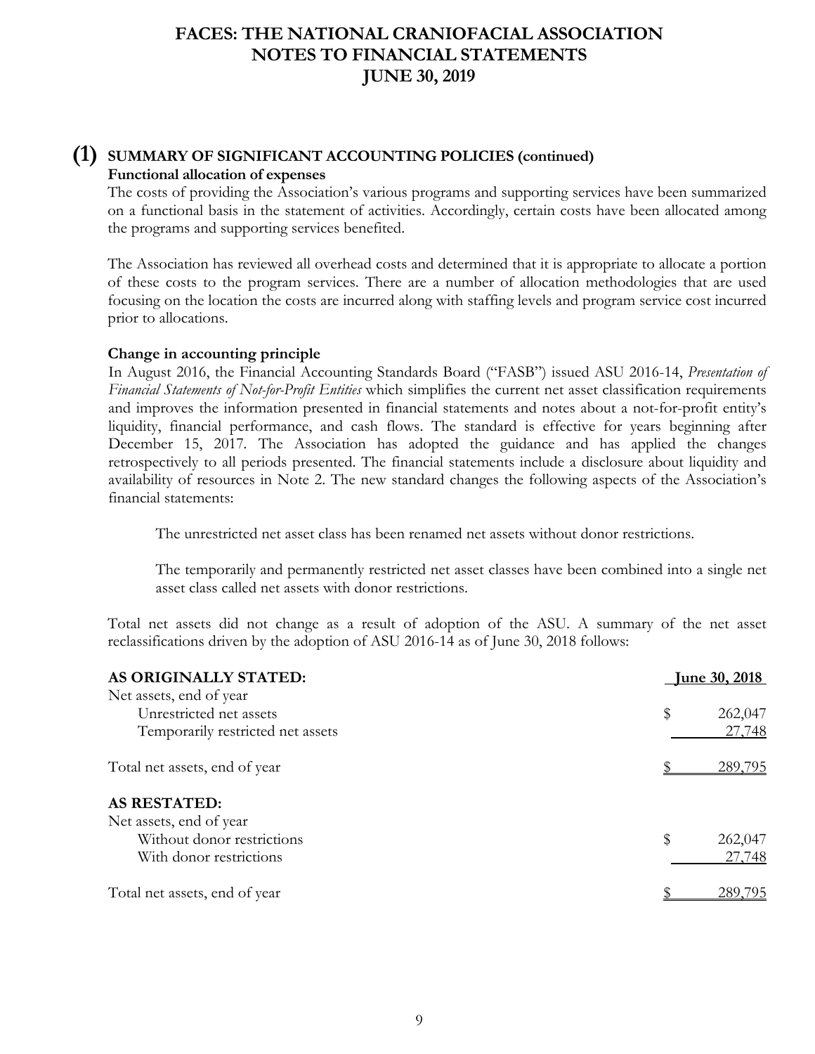## (1) SUMMARY OF SIGNIFICANT ACCOUNTING POLICIES (continued)

**Functional allocation of expenses**

The costs of providing the Association's various programs and supporting services have been summarized on a functional basis in the statement of activities. Accordingly, certain costs have been allocated among the programs and supporting services benefited.

The Association has reviewed all overhead costs and determined that it is appropriate to allocate a portion of these costs to the program services. There are a number of allocation methodologies that are used focusing on the location the costs are incurred along with staffing levels and program service cost incurred prior to allocations.

**Change in accounting principle**

In August 2016, the Financial Accounting Standards Board ("FASB") issued ASU 2016-14, *Presentation of Financial Statements of Not-for-Profit Entities* which simplifies the current net asset classification requirements and improves the information presented in financial statements and notes about a not-for-profit entity's liquidity, financial performance, and cash flows. The standard is effective for years beginning after December 15, 2017. The Association has adopted the guidance and has applied the changes retrospectively to all periods presented. The financial statements include a disclosure about liquidity and availability of resources in Note 2. The new standard changes the following aspects of the Association's financial statements:

The unrestricted net asset class has been renamed net assets without donor restrictions.

The temporarily and permanently restricted net asset classes have been combined into a single net asset class called net assets with donor restrictions.

Total net assets did not change as a result of adoption of the ASU. A summary of the net asset reclassifications driven by the adoption of ASU 2016-14 as of June 30, 2018 follows:

| | June 30, 2018 |
|---|---|
| **AS ORIGINALLY STATED:** | |
| Net assets, end of year | |
| Unrestricted net assets | $ 262,047 |
| Temporarily restricted net assets | 27,748 |
| Total net assets, end of year | $ 289,795 |
| **AS RESTATED:** | |
| Net assets, end of year | |
| Without donor restrictions | $ 262,047 |
| With donor restrictions | 27,748 |
| Total net assets, end of year | $ 289,795 |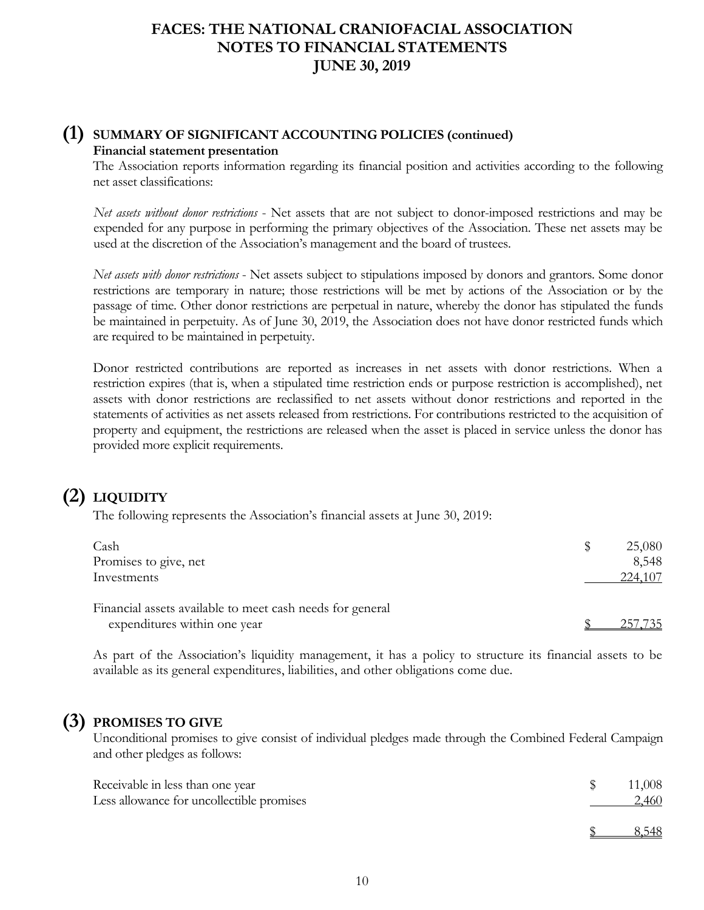## (1) SUMMARY OF SIGNIFICANT ACCOUNTING POLICIES (continued)

**Financial statement presentation**

The Association reports information regarding its financial position and activities according to the following net asset classifications:

*Net assets without donor restrictions* - Net assets that are not subject to donor-imposed restrictions and may be expended for any purpose in performing the primary objectives of the Association. These net assets may be used at the discretion of the Association's management and the board of trustees.

*Net assets with donor restrictions* - Net assets subject to stipulations imposed by donors and grantors. Some donor restrictions are temporary in nature; those restrictions will be met by actions of the Association or by the passage of time. Other donor restrictions are perpetual in nature, whereby the donor has stipulated the funds be maintained in perpetuity. As of June 30, 2019, the Association does not have donor restricted funds which are required to be maintained in perpetuity.

Donor restricted contributions are reported as increases in net assets with donor restrictions. When a restriction expires (that is, when a stipulated time restriction ends or purpose restriction is accomplished), net assets with donor restrictions are reclassified to net assets without donor restrictions and reported in the statements of activities as net assets released from restrictions. For contributions restricted to the acquisition of property and equipment, the restrictions are released when the asset is placed in service unless the donor has provided more explicit requirements.

## (2) LIQUIDITY

The following represents the Association's financial assets at June 30, 2019:

| | | |
|---|---|---|
| Cash | $ | 25,080 |
| Promises to give, net | | 8,548 |
| Investments | | 224,107 |
| Financial assets available to meet cash needs for general expenditures within one year | $ | 257,735 |

As part of the Association's liquidity management, it has a policy to structure its financial assets to be available as its general expenditures, liabilities, and other obligations come due.

## (3) PROMISES TO GIVE

Unconditional promises to give consist of individual pledges made through the Combined Federal Campaign and other pledges as follows:

| | | |
|---|---|---|
| Receivable in less than one year | $ | 11,008 |
| Less allowance for uncollectible promises | | 2,460 |
| | $ | 8,548 |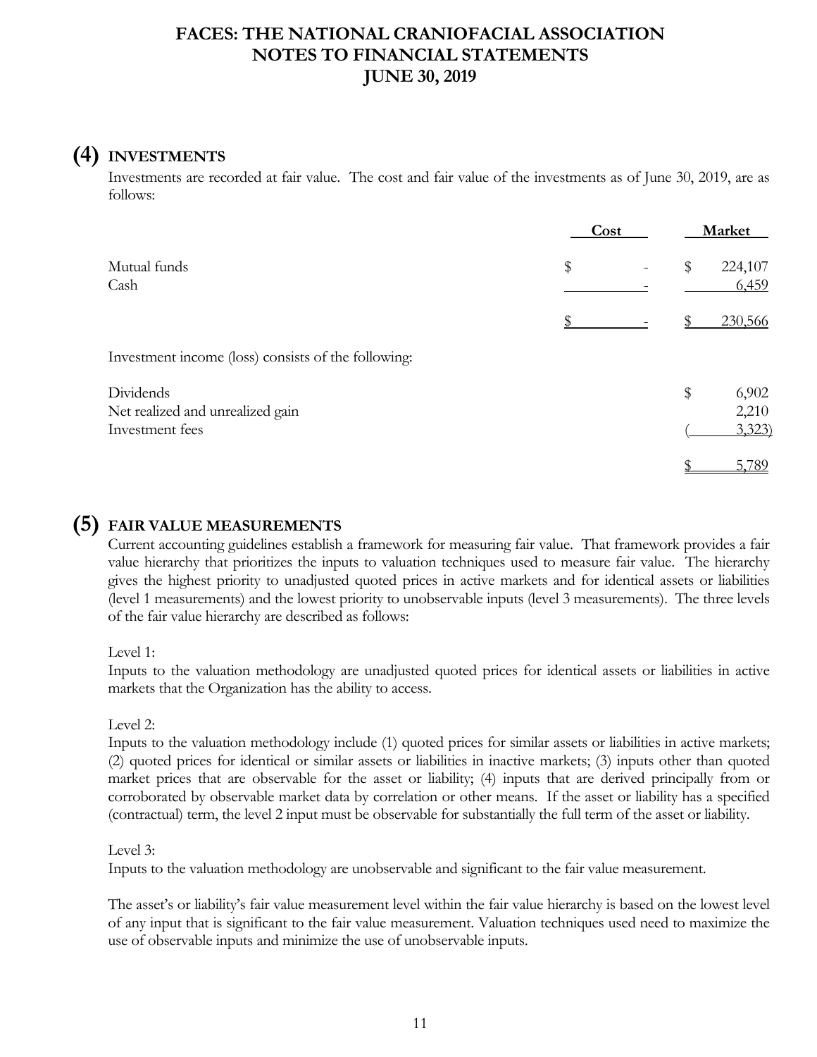# FACES: THE NATIONAL CRANIOFACIAL ASSOCIATION
# NOTES TO FINANCIAL STATEMENTS
# JUNE 30, 2019

## (4) INVESTMENTS

Investments are recorded at fair value. The cost and fair value of the investments as of June 30, 2019, are as follows:

| | Cost | Market |
|---|---|---|
| Mutual funds | $ - | $ 224,107 |
| Cash | - | 6,459 |
| | $ - | $ 230,566 |

Investment income (loss) consists of the following:

| | |
|---|---|
| Dividends | $ 6,902 |
| Net realized and unrealized gain | 2,210 |
| Investment fees | ( 3,323) |
| | $ 5,789 |

## (5) FAIR VALUE MEASUREMENTS

Current accounting guidelines establish a framework for measuring fair value. That framework provides a fair value hierarchy that prioritizes the inputs to valuation techniques used to measure fair value. The hierarchy gives the highest priority to unadjusted quoted prices in active markets and for identical assets or liabilities (level 1 measurements) and the lowest priority to unobservable inputs (level 3 measurements). The three levels of the fair value hierarchy are described as follows:

Level 1:
Inputs to the valuation methodology are unadjusted quoted prices for identical assets or liabilities in active markets that the Organization has the ability to access.

Level 2:
Inputs to the valuation methodology include (1) quoted prices for similar assets or liabilities in active markets; (2) quoted prices for identical or similar assets or liabilities in inactive markets; (3) inputs other than quoted market prices that are observable for the asset or liability; (4) inputs that are derived principally from or corroborated by observable market data by correlation or other means. If the asset or liability has a specified (contractual) term, the level 2 input must be observable for substantially the full term of the asset or liability.

Level 3:
Inputs to the valuation methodology are unobservable and significant to the fair value measurement.

The asset's or liability's fair value measurement level within the fair value hierarchy is based on the lowest level of any input that is significant to the fair value measurement. Valuation techniques used need to maximize the use of observable inputs and minimize the use of unobservable inputs.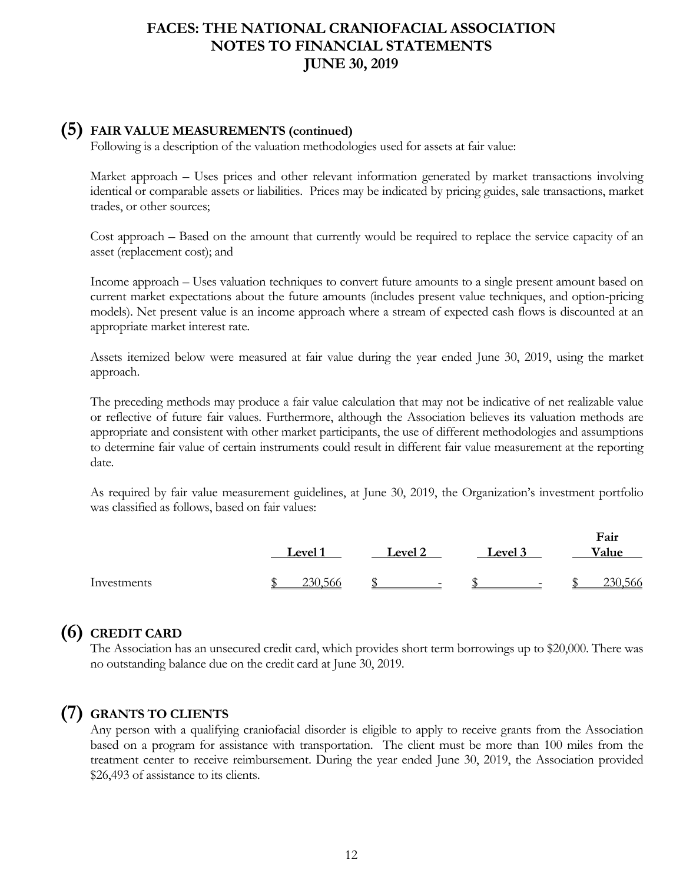## (5) FAIR VALUE MEASUREMENTS (continued)

Following is a description of the valuation methodologies used for assets at fair value:

Market approach – Uses prices and other relevant information generated by market transactions involving identical or comparable assets or liabilities. Prices may be indicated by pricing guides, sale transactions, market trades, or other sources;

Cost approach – Based on the amount that currently would be required to replace the service capacity of an asset (replacement cost); and

Income approach – Uses valuation techniques to convert future amounts to a single present amount based on current market expectations about the future amounts (includes present value techniques, and option-pricing models). Net present value is an income approach where a stream of expected cash flows is discounted at an appropriate market interest rate.

Assets itemized below were measured at fair value during the year ended June 30, 2019, using the market approach.

The preceding methods may produce a fair value calculation that may not be indicative of net realizable value or reflective of future fair values. Furthermore, although the Association believes its valuation methods are appropriate and consistent with other market participants, the use of different methodologies and assumptions to determine fair value of certain instruments could result in different fair value measurement at the reporting date.

As required by fair value measurement guidelines, at June 30, 2019, the Organization's investment portfolio was classified as follows, based on fair values:

| | Level 1 | Level 2 | Level 3 | Fair Value |
|---|---|---|---|---|
| Investments | $ 230,566 | $ - | $ - | $ 230,566 |

## (6) CREDIT CARD

The Association has an unsecured credit card, which provides short term borrowings up to $20,000. There was no outstanding balance due on the credit card at June 30, 2019.

## (7) GRANTS TO CLIENTS

Any person with a qualifying craniofacial disorder is eligible to apply to receive grants from the Association based on a program for assistance with transportation. The client must be more than 100 miles from the treatment center to receive reimbursement. During the year ended June 30, 2019, the Association provided $26,493 of assistance to its clients.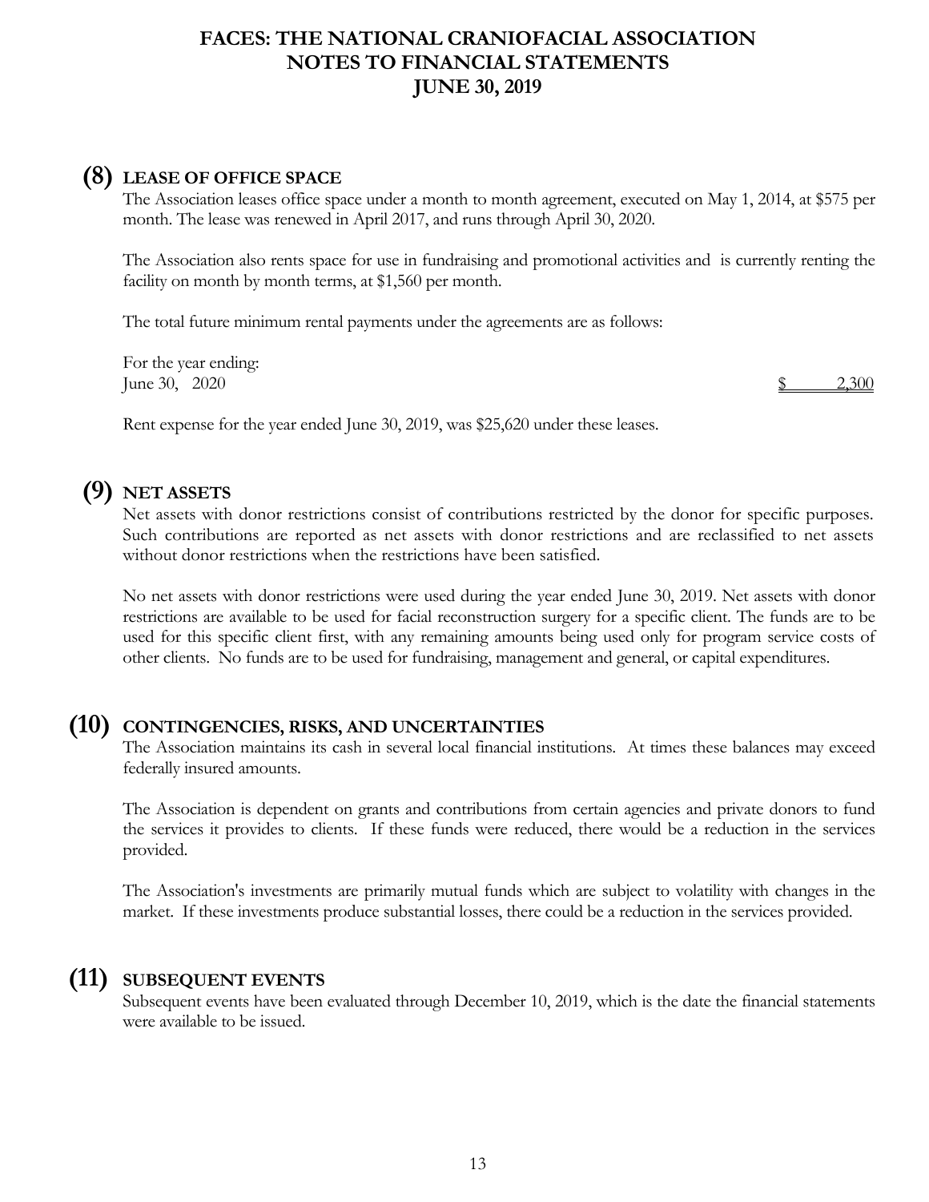# FACES: THE NATIONAL CRANIOFACIAL ASSOCIATION
# NOTES TO FINANCIAL STATEMENTS
# JUNE 30, 2019

## (8) LEASE OF OFFICE SPACE

The Association leases office space under a month to month agreement, executed on May 1, 2014, at $575 per month. The lease was renewed in April 2017, and runs through April 30, 2020.

The Association also rents space for use in fundraising and promotional activities and is currently renting the facility on month by month terms, at $1,560 per month.

The total future minimum rental payments under the agreements are as follows:

| | |
|---|---|
| For the year ending: | |
| June 30, 2020 | $ 2,300 |

Rent expense for the year ended June 30, 2019, was $25,620 under these leases.

## (9) NET ASSETS

Net assets with donor restrictions consist of contributions restricted by the donor for specific purposes. Such contributions are reported as net assets with donor restrictions and are reclassified to net assets without donor restrictions when the restrictions have been satisfied.

No net assets with donor restrictions were used during the year ended June 30, 2019. Net assets with donor restrictions are available to be used for facial reconstruction surgery for a specific client. The funds are to be used for this specific client first, with any remaining amounts being used only for program service costs of other clients. No funds are to be used for fundraising, management and general, or capital expenditures.

## (10) CONTINGENCIES, RISKS, AND UNCERTAINTIES

The Association maintains its cash in several local financial institutions. At times these balances may exceed federally insured amounts.

The Association is dependent on grants and contributions from certain agencies and private donors to fund the services it provides to clients. If these funds were reduced, there would be a reduction in the services provided.

The Association's investments are primarily mutual funds which are subject to volatility with changes in the market. If these investments produce substantial losses, there could be a reduction in the services provided.

## (11) SUBSEQUENT EVENTS

Subsequent events have been evaluated through December 10, 2019, which is the date the financial statements were available to be issued.